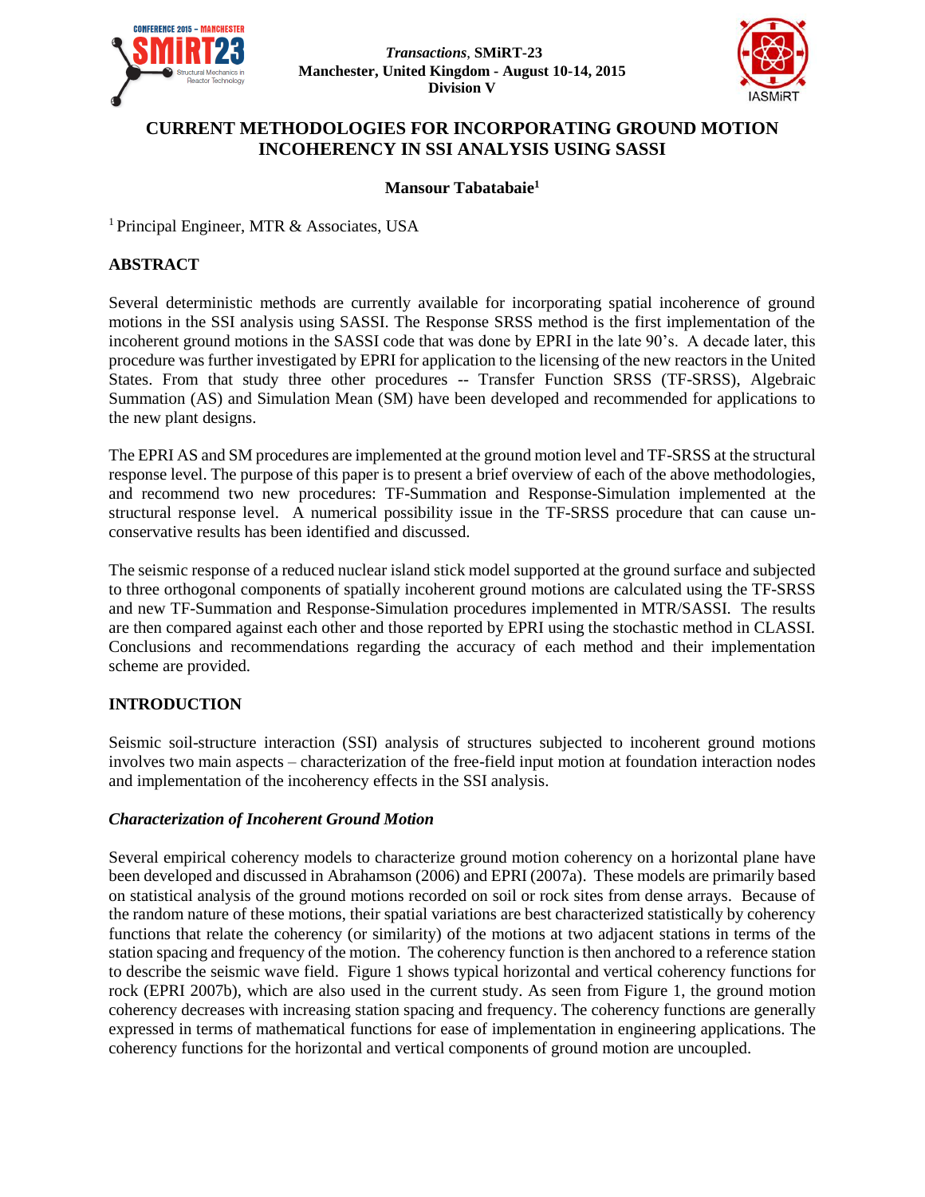# CURRENT METHODOLOGIES FOR INCORPORATING GROUND MOTION INCOHERENCY IN SSI ANALYSIS USING SASSI

**Mansour Tabatabaie[1]**

[1] Principal Engineer, MTR & Associates, USA

## ABSTRACT

Several deterministic methods are currently available for incorporating spatial incoherence of ground motions in the SSI analysis using SASSI. The Response SRSS method is the first implementation of the incoherent ground motions in the SASSI code that was done by EPRI in the late 90's. A decade later, this procedure was further investigated by EPRI for application to the licensing of the new reactors in the United States. From that study three other procedures -- Transfer Function SRSS (TF-SRSS), Algebraic Summation (AS) and Simulation Mean (SM) have been developed and recommended for applications to the new plant designs.

The EPRI AS and SM procedures are implemented at the ground motion level and TF-SRSS at the structural response level. The purpose of this paper is to present a brief overview of each of the above methodologies, and recommend two new procedures: TF-Summation and Response-Simulation implemented at the structural response level. A numerical possibility issue in the TF-SRSS procedure that can cause un-conservative results has been identified and discussed.

The seismic response of a reduced nuclear island stick model supported at the ground surface and subjected to three orthogonal components of spatially incoherent ground motions are calculated using the TF-SRSS and new TF-Summation and Response-Simulation procedures implemented in MTR/SASSI. The results are then compared against each other and those reported by EPRI using the stochastic method in CLASSI. Conclusions and recommendations regarding the accuracy of each method and their implementation scheme are provided.

## INTRODUCTION

Seismic soil-structure interaction (SSI) analysis of structures subjected to incoherent ground motions involves two main aspects – characterization of the free-field input motion at foundation interaction nodes and implementation of the incoherency effects in the SSI analysis.

### *Characterization of Incoherent Ground Motion*

Several empirical coherency models to characterize ground motion coherency on a horizontal plane have been developed and discussed in Abrahamson (2006) and EPRI (2007a). These models are primarily based on statistical analysis of the ground motions recorded on soil or rock sites from dense arrays. Because of the random nature of these motions, their spatial variations are best characterized statistically by coherency functions that relate the coherency (or similarity) of the motions at two adjacent stations in terms of the station spacing and frequency of the motion. The coherency function is then anchored to a reference station to describe the seismic wave field. Figure 1 shows typical horizontal and vertical coherency functions for rock (EPRI 2007b), which are also used in the current study. As seen from Figure 1, the ground motion coherency decreases with increasing station spacing and frequency. The coherency functions are generally expressed in terms of mathematical functions for ease of implementation in engineering applications. The coherency functions for the horizontal and vertical components of ground motion are uncoupled.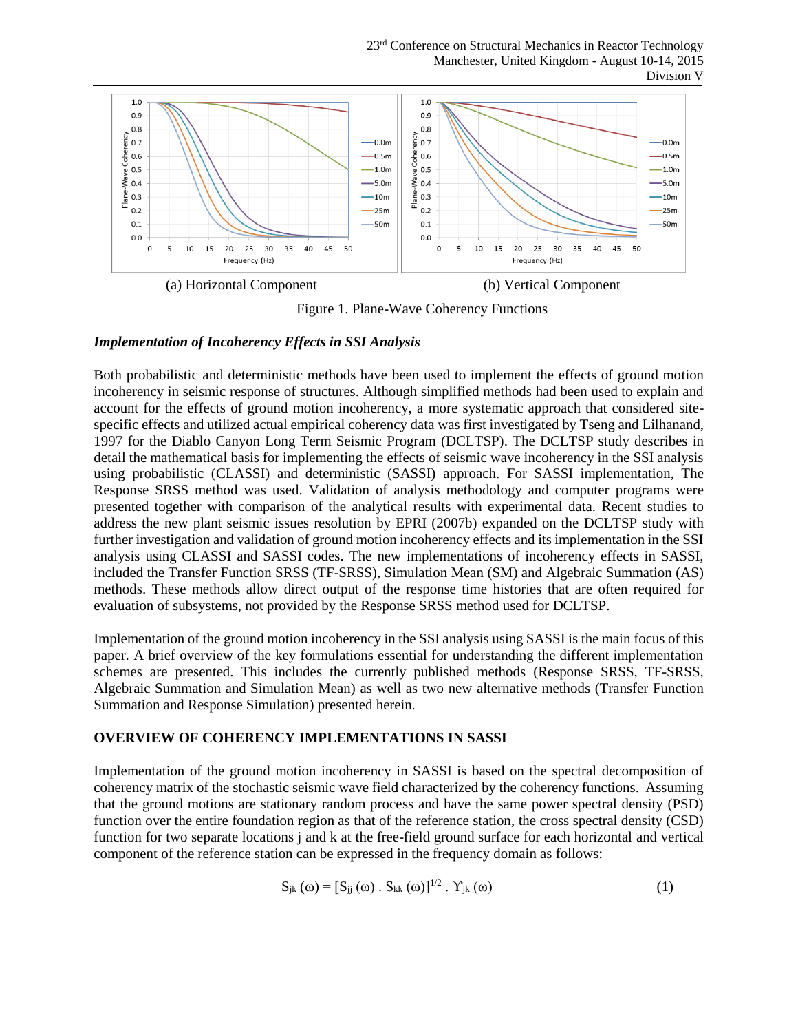(a) Horizontal Component

(b) Vertical Component

Figure 1. Plane-Wave Coherency Functions

### *Implementation of Incoherency Effects in SSI Analysis*

Both probabilistic and deterministic methods have been used to implement the effects of ground motion incoherency in seismic response of structures. Although simplified methods had been used to explain and account for the effects of ground motion incoherency, a more systematic approach that considered site-specific effects and utilized actual empirical coherency data was first investigated by Tseng and Lilhanand, 1997 for the Diablo Canyon Long Term Seismic Program (DCLTSP). The DCLTSP study describes in detail the mathematical basis for implementing the effects of seismic wave incoherency in the SSI analysis using probabilistic (CLASSI) and deterministic (SASSI) approach. For SASSI implementation, The Response SRSS method was used. Validation of analysis methodology and computer programs were presented together with comparison of the analytical results with experimental data. Recent studies to address the new plant seismic issues resolution by EPRI (2007b) expanded on the DCLTSP study with further investigation and validation of ground motion incoherency effects and its implementation in the SSI analysis using CLASSI and SASSI codes. The new implementations of incoherency effects in SASSI, included the Transfer Function SRSS (TF-SRSS), Simulation Mean (SM) and Algebraic Summation (AS) methods. These methods allow direct output of the response time histories that are often required for evaluation of subsystems, not provided by the Response SRSS method used for DCLTSP.

Implementation of the ground motion incoherency in the SSI analysis using SASSI is the main focus of this paper. A brief overview of the key formulations essential for understanding the different implementation schemes are presented. This includes the currently published methods (Response SRSS, TF-SRSS, Algebraic Summation and Simulation Mean) as well as two new alternative methods (Transfer Function Summation and Response Simulation) presented herein.

## OVERVIEW OF COHERENCY IMPLEMENTATIONS IN SASSI

Implementation of the ground motion incoherency in SASSI is based on the spectral decomposition of coherency matrix of the stochastic seismic wave field characterized by the coherency functions. Assuming that the ground motions are stationary random process and have the same power spectral density (PSD) function over the entire foundation region as that of the reference station, the cross spectral density (CSD) function for two separate locations j and k at the free-field ground surface for each horizontal and vertical component of the reference station can be expressed in the frequency domain as follows:

$$S_{jk}(\omega) = [S_{jj}(\omega) \, . \, S_{kk}(\omega)]^{1/2} \, . \, \Upsilon_{jk}(\omega) \qquad (1)$$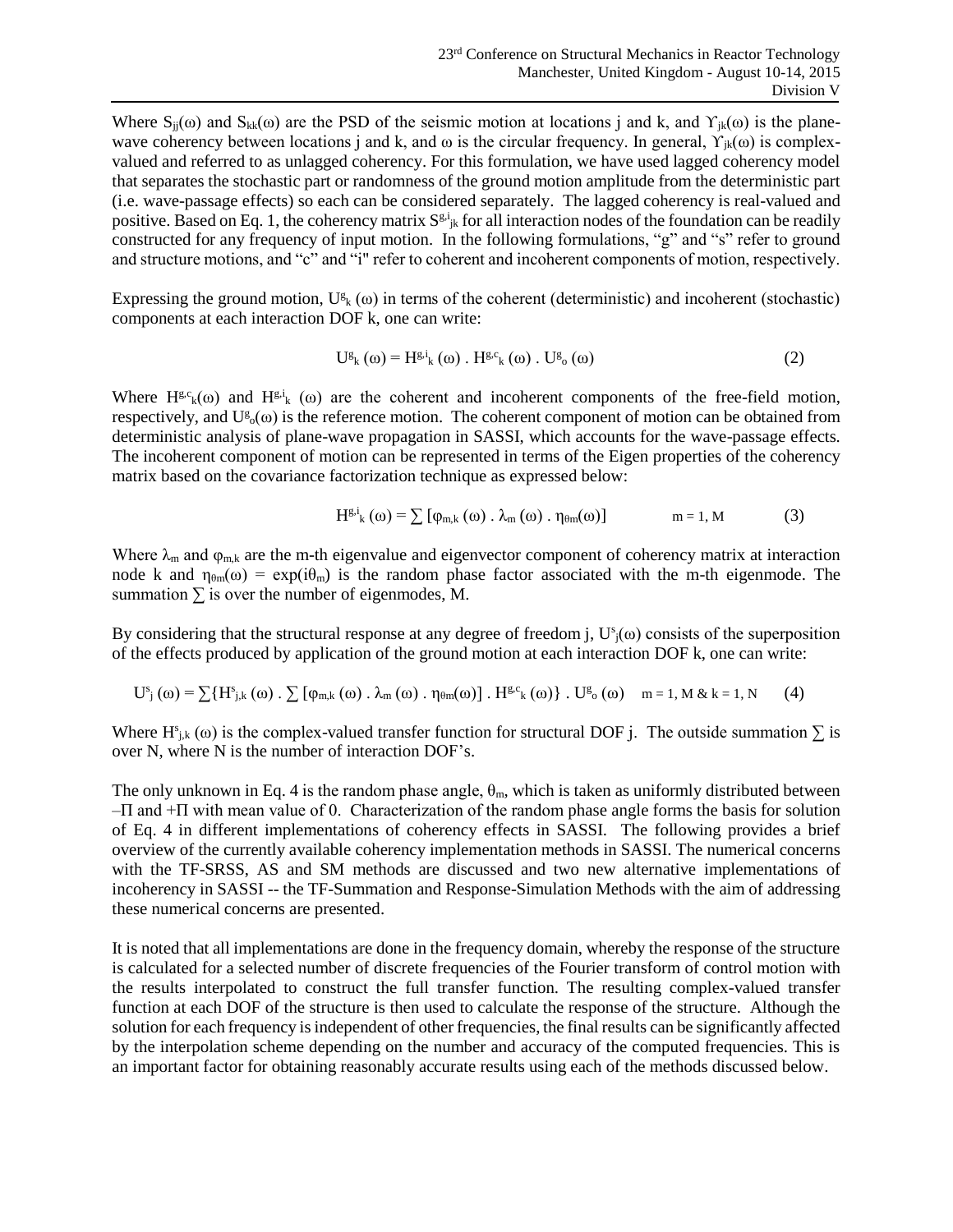Where $S_{jj}(\omega)$ and $S_{kk}(\omega)$ are the PSD of the seismic motion at locations j and k, and $\Upsilon_{jk}(\omega)$ is the plane-wave coherency between locations j and k, and $\omega$ is the circular frequency. In general, $\Upsilon_{jk}(\omega)$ is complex-valued and referred to as unlagged coherency. For this formulation, we have used lagged coherency model that separates the stochastic part or randomness of the ground motion amplitude from the deterministic part (i.e. wave-passage effects) so each can be considered separately. The lagged coherency is real-valued and positive. Based on Eq. 1, the coherency matrix $S^{g,i}_{jk}$ for all interaction nodes of the foundation can be readily constructed for any frequency of input motion. In the following formulations, "g" and "s" refer to ground and structure motions, and "c" and "i" refer to coherent and incoherent components of motion, respectively.

Expressing the ground motion, $U^g_k(\omega)$ in terms of the coherent (deterministic) and incoherent (stochastic) components at each interaction DOF k, one can write:

$$U^g_k(\omega) = H^{g,i}_k(\omega) \cdot H^{g,c}_k(\omega) \cdot U^g_o(\omega) \tag{2}$$

Where $H^{g,c}_k(\omega)$ and $H^{g,i}_k(\omega)$ are the coherent and incoherent components of the free-field motion, respectively, and $U^g_o(\omega)$ is the reference motion. The coherent component of motion can be obtained from deterministic analysis of plane-wave propagation in SASSI, which accounts for the wave-passage effects. The incoherent component of motion can be represented in terms of the Eigen properties of the coherency matrix based on the covariance factorization technique as expressed below:

$$H^{g,i}_k(\omega) = \sum [\varphi_{m,k}(\omega) \cdot \lambda_m(\omega) \cdot \eta_{\theta m}(\omega)] \qquad m = 1, M \tag{3}$$

Where $\lambda_m$ and $\varphi_{m,k}$ are the m-th eigenvalue and eigenvector component of coherency matrix at interaction node k and $\eta_{\theta m}(\omega) = \exp(i\theta_m)$ is the random phase factor associated with the m-th eigenmode. The summation $\sum$ is over the number of eigenmodes, M.

By considering that the structural response at any degree of freedom j, $U^s_j(\omega)$ consists of the superposition of the effects produced by application of the ground motion at each interaction DOF k, one can write:

$$U^s_j(\omega) = \sum\{H^s_{j,k}(\omega) \cdot \sum [\varphi_{m,k}(\omega) \cdot \lambda_m(\omega) \cdot \eta_{\theta m}(\omega)] \cdot H^{g,c}_k(\omega)\} \cdot U^g_o(\omega) \qquad m = 1, M \;\&\; k = 1, N \tag{4}$$

Where $H^s_{j,k}(\omega)$ is the complex-valued transfer function for structural DOF j. The outside summation $\sum$ is over N, where N is the number of interaction DOF's.

The only unknown in Eq. 4 is the random phase angle, $\theta_m$, which is taken as uniformly distributed between $-\Pi$ and $+\Pi$ with mean value of 0. Characterization of the random phase angle forms the basis for solution of Eq. 4 in different implementations of coherency effects in SASSI. The following provides a brief overview of the currently available coherency implementation methods in SASSI. The numerical concerns with the TF-SRSS, AS and SM methods are discussed and two new alternative implementations of incoherency in SASSI -- the TF-Summation and Response-Simulation Methods with the aim of addressing these numerical concerns are presented.

It is noted that all implementations are done in the frequency domain, whereby the response of the structure is calculated for a selected number of discrete frequencies of the Fourier transform of control motion with the results interpolated to construct the full transfer function. The resulting complex-valued transfer function at each DOF of the structure is then used to calculate the response of the structure. Although the solution for each frequency is independent of other frequencies, the final results can be significantly affected by the interpolation scheme depending on the number and accuracy of the computed frequencies. This is an important factor for obtaining reasonably accurate results using each of the methods discussed below.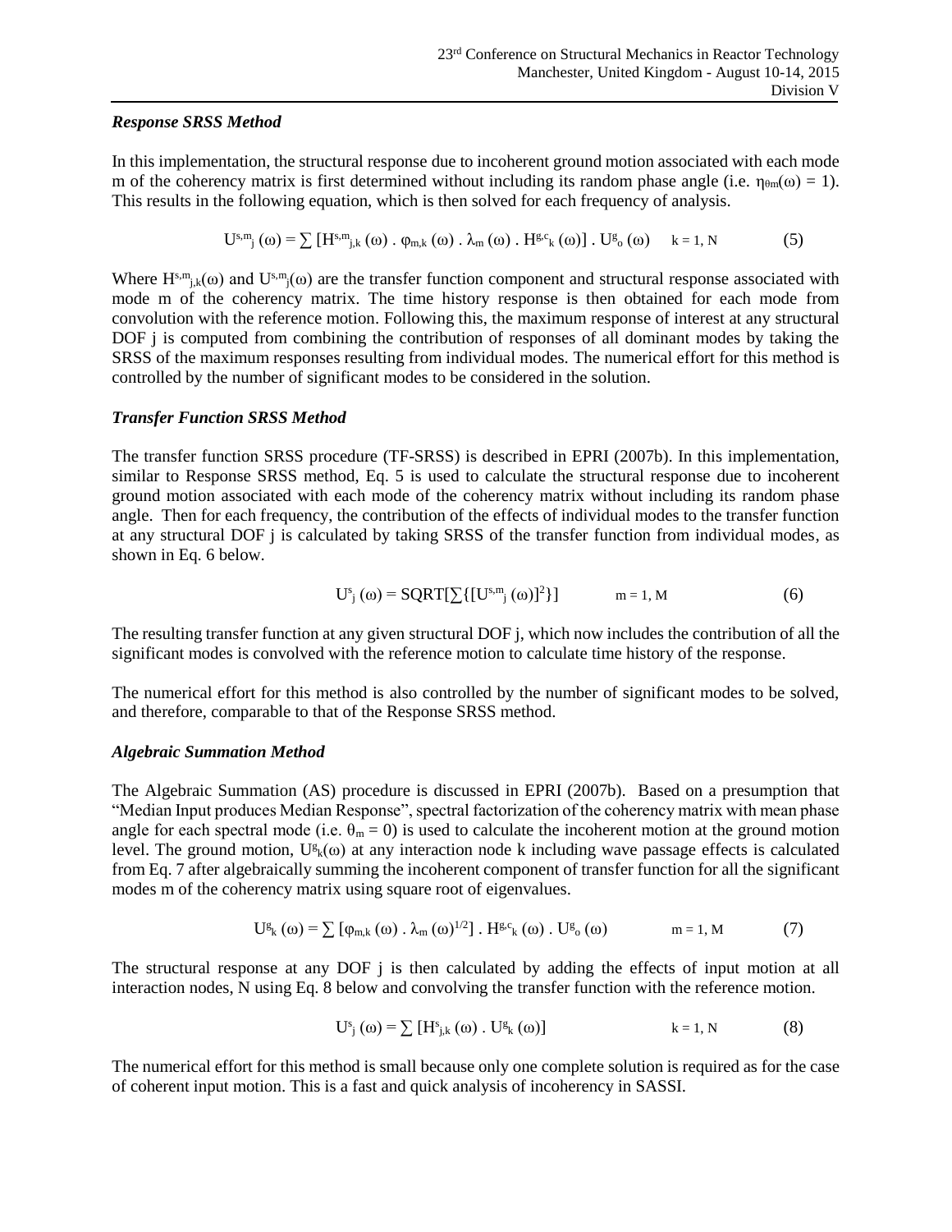### *Response SRSS Method*

In this implementation, the structural response due to incoherent ground motion associated with each mode m of the coherency matrix is first determined without including its random phase angle (i.e. $\eta_{\theta m}(\omega) = 1$). This results in the following equation, which is then solved for each frequency of analysis.

$$U^{s,m}_{j}(\omega) = \sum [H^{s,m}_{j,k}(\omega) \,.\, \varphi_{m,k}(\omega) \,.\, \lambda_{m}(\omega) \,.\, H^{g,c}_{k}(\omega)] \,.\, U^{g}_{o}(\omega) \qquad k = 1, N \tag{5}$$

Where $H^{s,m}_{j,k}(\omega)$ and $U^{s,m}_{j}(\omega)$ are the transfer function component and structural response associated with mode m of the coherency matrix. The time history response is then obtained for each mode from convolution with the reference motion. Following this, the maximum response of interest at any structural DOF j is computed from combining the contribution of responses of all dominant modes by taking the SRSS of the maximum responses resulting from individual modes. The numerical effort for this method is controlled by the number of significant modes to be considered in the solution.

### *Transfer Function SRSS Method*

The transfer function SRSS procedure (TF-SRSS) is described in EPRI (2007b). In this implementation, similar to Response SRSS method, Eq. 5 is used to calculate the structural response due to incoherent ground motion associated with each mode of the coherency matrix without including its random phase angle. Then for each frequency, the contribution of the effects of individual modes to the transfer function at any structural DOF j is calculated by taking SRSS of the transfer function from individual modes, as shown in Eq. 6 below.

$$U^{s}_{j}(\omega) = \mathrm{SQRT}[\sum\{[U^{s,m}_{j}(\omega)]^{2}\}] \qquad m = 1, M \tag{6}$$

The resulting transfer function at any given structural DOF j, which now includes the contribution of all the significant modes is convolved with the reference motion to calculate time history of the response.

The numerical effort for this method is also controlled by the number of significant modes to be solved, and therefore, comparable to that of the Response SRSS method.

### *Algebraic Summation Method*

The Algebraic Summation (AS) procedure is discussed in EPRI (2007b). Based on a presumption that "Median Input produces Median Response", spectral factorization of the coherency matrix with mean phase angle for each spectral mode (i.e. $\theta_m = 0$) is used to calculate the incoherent motion at the ground motion level. The ground motion, $U^{g}_{k}(\omega)$ at any interaction node k including wave passage effects is calculated from Eq. 7 after algebraically summing the incoherent component of transfer function for all the significant modes m of the coherency matrix using square root of eigenvalues.

$$U^{g}_{k}(\omega) = \sum [\varphi_{m,k}(\omega) \,.\, \lambda_{m}(\omega)^{1/2}] \,.\, H^{g,c}_{k}(\omega) \,.\, U^{g}_{o}(\omega) \qquad m = 1, M \tag{7}$$

The structural response at any DOF j is then calculated by adding the effects of input motion at all interaction nodes, N using Eq. 8 below and convolving the transfer function with the reference motion.

$$U^{s}_{j}(\omega) = \sum [H^{s}_{j,k}(\omega) \,.\, U^{g}_{k}(\omega)] \qquad k = 1, N \tag{8}$$

The numerical effort for this method is small because only one complete solution is required as for the case of coherent input motion. This is a fast and quick analysis of incoherency in SASSI.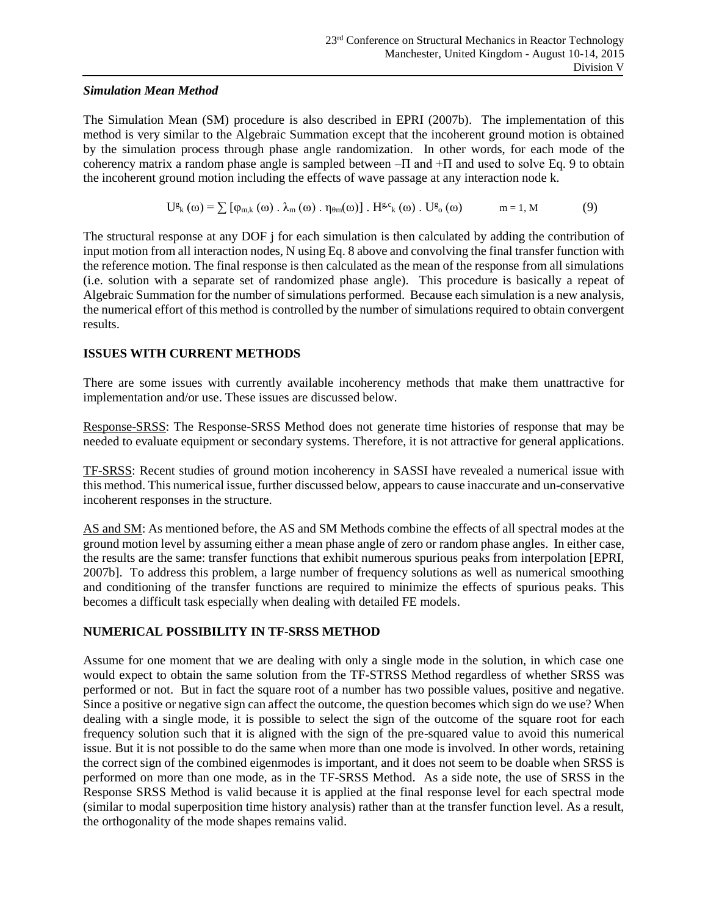### *Simulation Mean Method*

The Simulation Mean (SM) procedure is also described in EPRI (2007b). The implementation of this method is very similar to the Algebraic Summation except that the incoherent ground motion is obtained by the simulation process through phase angle randomization. In other words, for each mode of the coherency matrix a random phase angle is sampled between $-\Pi$ and $+\Pi$ and used to solve Eq. 9 to obtain the incoherent ground motion including the effects of wave passage at any interaction node k.

$$U^{g}_{k}(\omega) = \sum [\varphi_{m,k}(\omega) \,.\, \lambda_{m}(\omega) \,.\, \eta_{\theta m}(\omega)] \,.\, H^{g,c}_{k}(\omega) \,.\, U^{g}_{o}(\omega) \qquad m = 1, M \qquad (9)$$

The structural response at any DOF j for each simulation is then calculated by adding the contribution of input motion from all interaction nodes, N using Eq. 8 above and convolving the final transfer function with the reference motion. The final response is then calculated as the mean of the response from all simulations (i.e. solution with a separate set of randomized phase angle). This procedure is basically a repeat of Algebraic Summation for the number of simulations performed. Because each simulation is a new analysis, the numerical effort of this method is controlled by the number of simulations required to obtain convergent results.

## ISSUES WITH CURRENT METHODS

There are some issues with currently available incoherency methods that make them unattractive for implementation and/or use. These issues are discussed below.

Response-SRSS: The Response-SRSS Method does not generate time histories of response that may be needed to evaluate equipment or secondary systems. Therefore, it is not attractive for general applications.

TF-SRSS: Recent studies of ground motion incoherency in SASSI have revealed a numerical issue with this method. This numerical issue, further discussed below, appears to cause inaccurate and un-conservative incoherent responses in the structure.

AS and SM: As mentioned before, the AS and SM Methods combine the effects of all spectral modes at the ground motion level by assuming either a mean phase angle of zero or random phase angles. In either case, the results are the same: transfer functions that exhibit numerous spurious peaks from interpolation [EPRI, 2007b]. To address this problem, a large number of frequency solutions as well as numerical smoothing and conditioning of the transfer functions are required to minimize the effects of spurious peaks. This becomes a difficult task especially when dealing with detailed FE models.

## NUMERICAL POSSIBILITY IN TF-SRSS METHOD

Assume for one moment that we are dealing with only a single mode in the solution, in which case one would expect to obtain the same solution from the TF-STRSS Method regardless of whether SRSS was performed or not. But in fact the square root of a number has two possible values, positive and negative. Since a positive or negative sign can affect the outcome, the question becomes which sign do we use? When dealing with a single mode, it is possible to select the sign of the outcome of the square root for each frequency solution such that it is aligned with the sign of the pre-squared value to avoid this numerical issue. But it is not possible to do the same when more than one mode is involved. In other words, retaining the correct sign of the combined eigenmodes is important, and it does not seem to be doable when SRSS is performed on more than one mode, as in the TF-SRSS Method. As a side note, the use of SRSS in the Response SRSS Method is valid because it is applied at the final response level for each spectral mode (similar to modal superposition time history analysis) rather than at the transfer function level. As a result, the orthogonality of the mode shapes remains valid.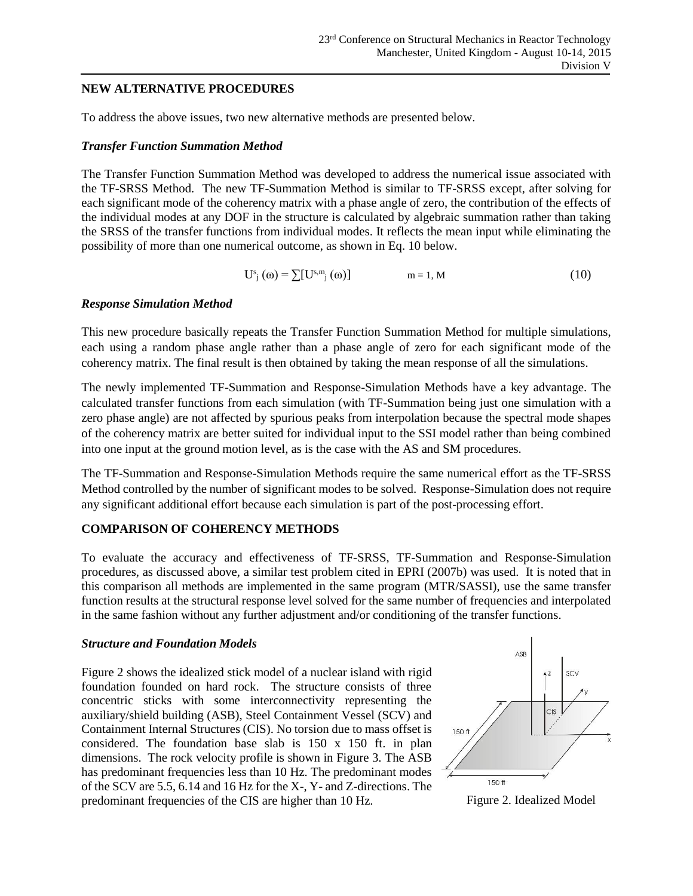## NEW ALTERNATIVE PROCEDURES

To address the above issues, two new alternative methods are presented below.

### *Transfer Function Summation Method*

The Transfer Function Summation Method was developed to address the numerical issue associated with the TF-SRSS Method. The new TF-Summation Method is similar to TF-SRSS except, after solving for each significant mode of the coherency matrix with a phase angle of zero, the contribution of the effects of the individual modes at any DOF in the structure is calculated by algebraic summation rather than taking the SRSS of the transfer functions from individual modes. It reflects the mean input while eliminating the possibility of more than one numerical outcome, as shown in Eq. 10 below.

$$U^{s}_{j}(\omega) = \sum[U^{s,m}_{j}(\omega)] \qquad m = 1, M \qquad (10)$$

### *Response Simulation Method*

This new procedure basically repeats the Transfer Function Summation Method for multiple simulations, each using a random phase angle rather than a phase angle of zero for each significant mode of the coherency matrix. The final result is then obtained by taking the mean response of all the simulations.

The newly implemented TF-Summation and Response-Simulation Methods have a key advantage. The calculated transfer functions from each simulation (with TF-Summation being just one simulation with a zero phase angle) are not affected by spurious peaks from interpolation because the spectral mode shapes of the coherency matrix are better suited for individual input to the SSI model rather than being combined into one input at the ground motion level, as is the case with the AS and SM procedures.

The TF-Summation and Response-Simulation Methods require the same numerical effort as the TF-SRSS Method controlled by the number of significant modes to be solved. Response-Simulation does not require any significant additional effort because each simulation is part of the post-processing effort.

## COMPARISON OF COHERENCY METHODS

To evaluate the accuracy and effectiveness of TF-SRSS, TF-Summation and Response-Simulation procedures, as discussed above, a similar test problem cited in EPRI (2007b) was used. It is noted that in this comparison all methods are implemented in the same program (MTR/SASSI), use the same transfer function results at the structural response level solved for the same number of frequencies and interpolated in the same fashion without any further adjustment and/or conditioning of the transfer functions.

### *Structure and Foundation Models*

Figure 2 shows the idealized stick model of a nuclear island with rigid foundation founded on hard rock. The structure consists of three concentric sticks with some interconnectivity representing the auxiliary/shield building (ASB), Steel Containment Vessel (SCV) and Containment Internal Structures (CIS). No torsion due to mass offset is considered. The foundation base slab is 150 x 150 ft. in plan dimensions. The rock velocity profile is shown in Figure 3. The ASB has predominant frequencies less than 10 Hz. The predominant modes of the SCV are 5.5, 6.14 and 16 Hz for the X-, Y- and Z-directions. The predominant frequencies of the CIS are higher than 10 Hz.

Figure 2. Idealized Model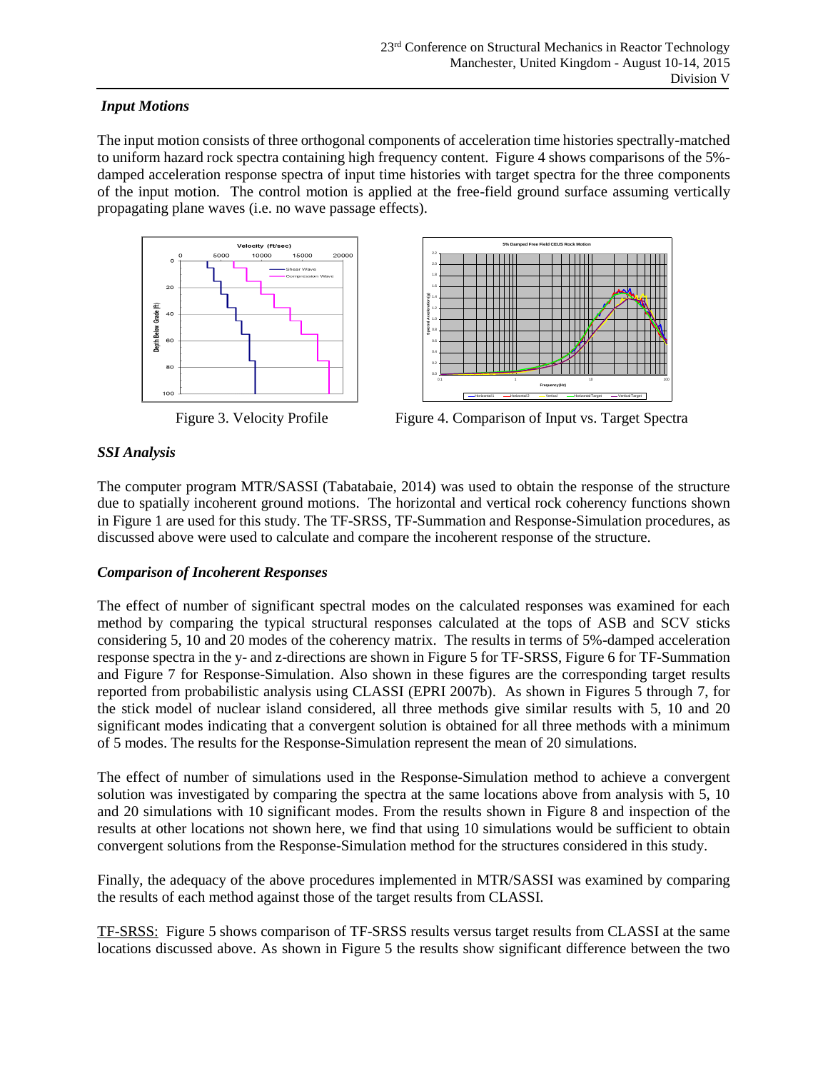### *Input Motions*

The input motion consists of three orthogonal components of acceleration time histories spectrally-matched to uniform hazard rock spectra containing high frequency content. Figure 4 shows comparisons of the 5%-damped acceleration response spectra of input time histories with target spectra for the three components of the input motion. The control motion is applied at the free-field ground surface assuming vertically propagating plane waves (i.e. no wave passage effects).

Figure 3. Velocity Profile

Figure 4. Comparison of Input vs. Target Spectra

### *SSI Analysis*

The computer program MTR/SASSI (Tabatabaie, 2014) was used to obtain the response of the structure due to spatially incoherent ground motions. The horizontal and vertical rock coherency functions shown in Figure 1 are used for this study. The TF-SRSS, TF-Summation and Response-Simulation procedures, as discussed above were used to calculate and compare the incoherent response of the structure.

### *Comparison of Incoherent Responses*

The effect of number of significant spectral modes on the calculated responses was examined for each method by comparing the typical structural responses calculated at the tops of ASB and SCV sticks considering 5, 10 and 20 modes of the coherency matrix. The results in terms of 5%-damped acceleration response spectra in the y- and z-directions are shown in Figure 5 for TF-SRSS, Figure 6 for TF-Summation and Figure 7 for Response-Simulation. Also shown in these figures are the corresponding target results reported from probabilistic analysis using CLASSI (EPRI 2007b). As shown in Figures 5 through 7, for the stick model of nuclear island considered, all three methods give similar results with 5, 10 and 20 significant modes indicating that a convergent solution is obtained for all three methods with a minimum of 5 modes. The results for the Response-Simulation represent the mean of 20 simulations.

The effect of number of simulations used in the Response-Simulation method to achieve a convergent solution was investigated by comparing the spectra at the same locations above from analysis with 5, 10 and 20 simulations with 10 significant modes. From the results shown in Figure 8 and inspection of the results at other locations not shown here, we find that using 10 simulations would be sufficient to obtain convergent solutions from the Response-Simulation method for the structures considered in this study.

Finally, the adequacy of the above procedures implemented in MTR/SASSI was examined by comparing the results of each method against those of the target results from CLASSI.

<u>TF-SRSS:</u> Figure 5 shows comparison of TF-SRSS results versus target results from CLASSI at the same locations discussed above. As shown in Figure 5 the results show significant difference between the two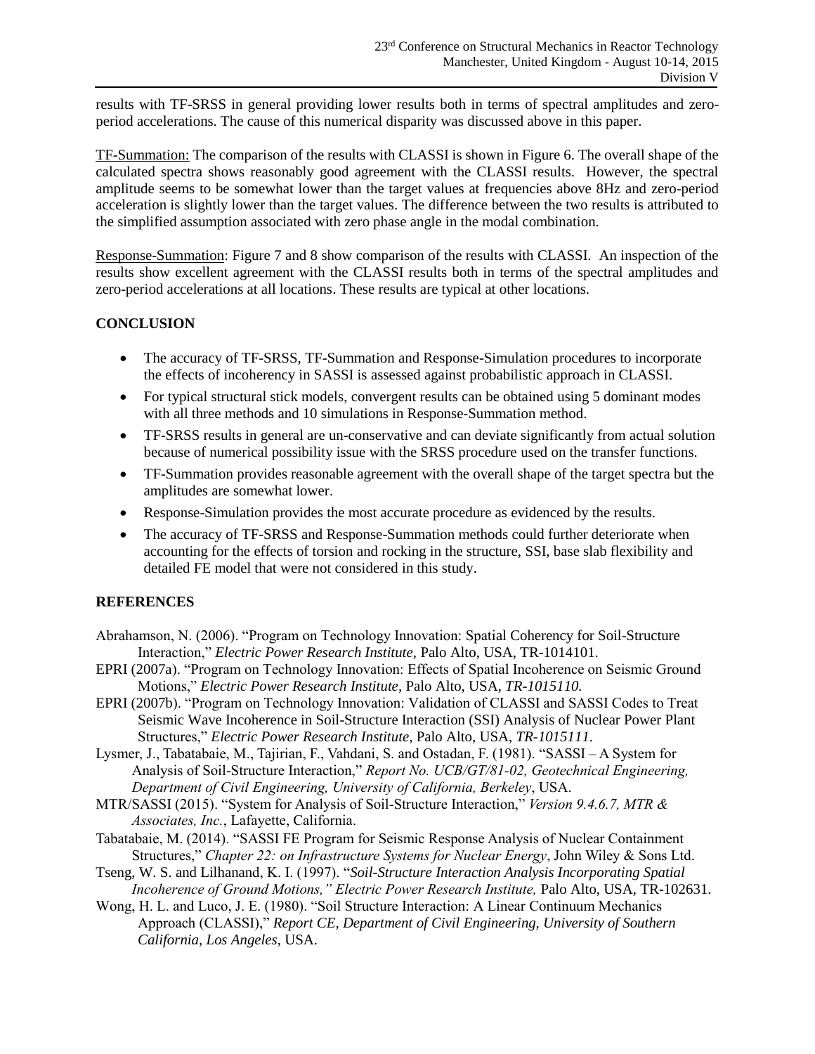results with TF-SRSS in general providing lower results both in terms of spectral amplitudes and zero-period accelerations. The cause of this numerical disparity was discussed above in this paper.

TF-Summation: The comparison of the results with CLASSI is shown in Figure 6. The overall shape of the calculated spectra shows reasonably good agreement with the CLASSI results. However, the spectral amplitude seems to be somewhat lower than the target values at frequencies above 8Hz and zero-period acceleration is slightly lower than the target values. The difference between the two results is attributed to the simplified assumption associated with zero phase angle in the modal combination.

Response-Summation: Figure 7 and 8 show comparison of the results with CLASSI. An inspection of the results show excellent agreement with the CLASSI results both in terms of the spectral amplitudes and zero-period accelerations at all locations. These results are typical at other locations.

## CONCLUSION

- The accuracy of TF-SRSS, TF-Summation and Response-Simulation procedures to incorporate the effects of incoherency in SASSI is assessed against probabilistic approach in CLASSI.
- For typical structural stick models, convergent results can be obtained using 5 dominant modes with all three methods and 10 simulations in Response-Summation method.
- TF-SRSS results in general are un-conservative and can deviate significantly from actual solution because of numerical possibility issue with the SRSS procedure used on the transfer functions.
- TF-Summation provides reasonable agreement with the overall shape of the target spectra but the amplitudes are somewhat lower.
- Response-Simulation provides the most accurate procedure as evidenced by the results.
- The accuracy of TF-SRSS and Response-Summation methods could further deteriorate when accounting for the effects of torsion and rocking in the structure, SSI, base slab flexibility and detailed FE model that were not considered in this study.

## REFERENCES

Abrahamson, N. (2006). "Program on Technology Innovation: Spatial Coherency for Soil-Structure Interaction," *Electric Power Research Institute*, Palo Alto, USA, TR-1014101.

EPRI (2007a). "Program on Technology Innovation: Effects of Spatial Incoherence on Seismic Ground Motions," *Electric Power Research Institute,* Palo Alto, USA, *TR-1015110.*

EPRI (2007b). "Program on Technology Innovation: Validation of CLASSI and SASSI Codes to Treat Seismic Wave Incoherence in Soil-Structure Interaction (SSI) Analysis of Nuclear Power Plant Structures," *Electric Power Research Institute,* Palo Alto, USA, *TR-1015111.*

Lysmer, J., Tabatabaie, M., Tajirian, F., Vahdani, S. and Ostadan, F. (1981). "SASSI – A System for Analysis of Soil-Structure Interaction," *Report No. UCB/GT/81-02, Geotechnical Engineering, Department of Civil Engineering, University of California, Berkeley*, USA.

MTR/SASSI (2015). "System for Analysis of Soil-Structure Interaction," *Version 9.4.6.7, MTR & Associates, Inc.*, Lafayette, California.

Tabatabaie, M. (2014). "SASSI FE Program for Seismic Response Analysis of Nuclear Containment Structures," *Chapter 22: on Infrastructure Systems for Nuclear Energy*, John Wiley & Sons Ltd.

Tseng, W. S. and Lilhanand, K. I. (1997). "*Soil-Structure Interaction Analysis Incorporating Spatial Incoherence of Ground Motions," Electric Power Research Institute,* Palo Alto, USA, TR-102631.

Wong, H. L. and Luco, J. E. (1980). "Soil Structure Interaction: A Linear Continuum Mechanics Approach (CLASSI)," *Report CE, Department of Civil Engineering, University of Southern California, Los Angeles*, USA.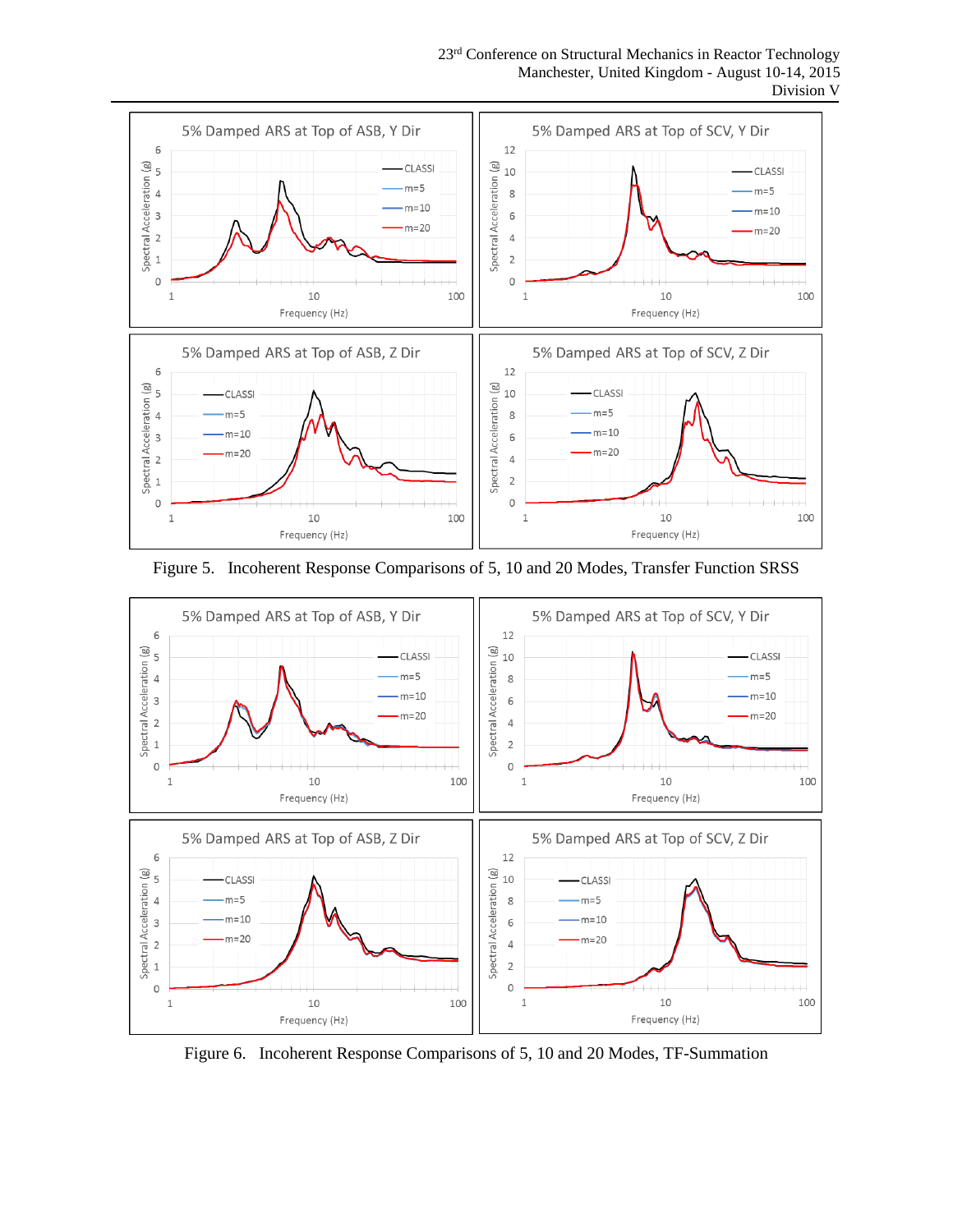Figure 5. Incoherent Response Comparisons of 5, 10 and 20 Modes, Transfer Function SRSS

Figure 6. Incoherent Response Comparisons of 5, 10 and 20 Modes, TF-Summation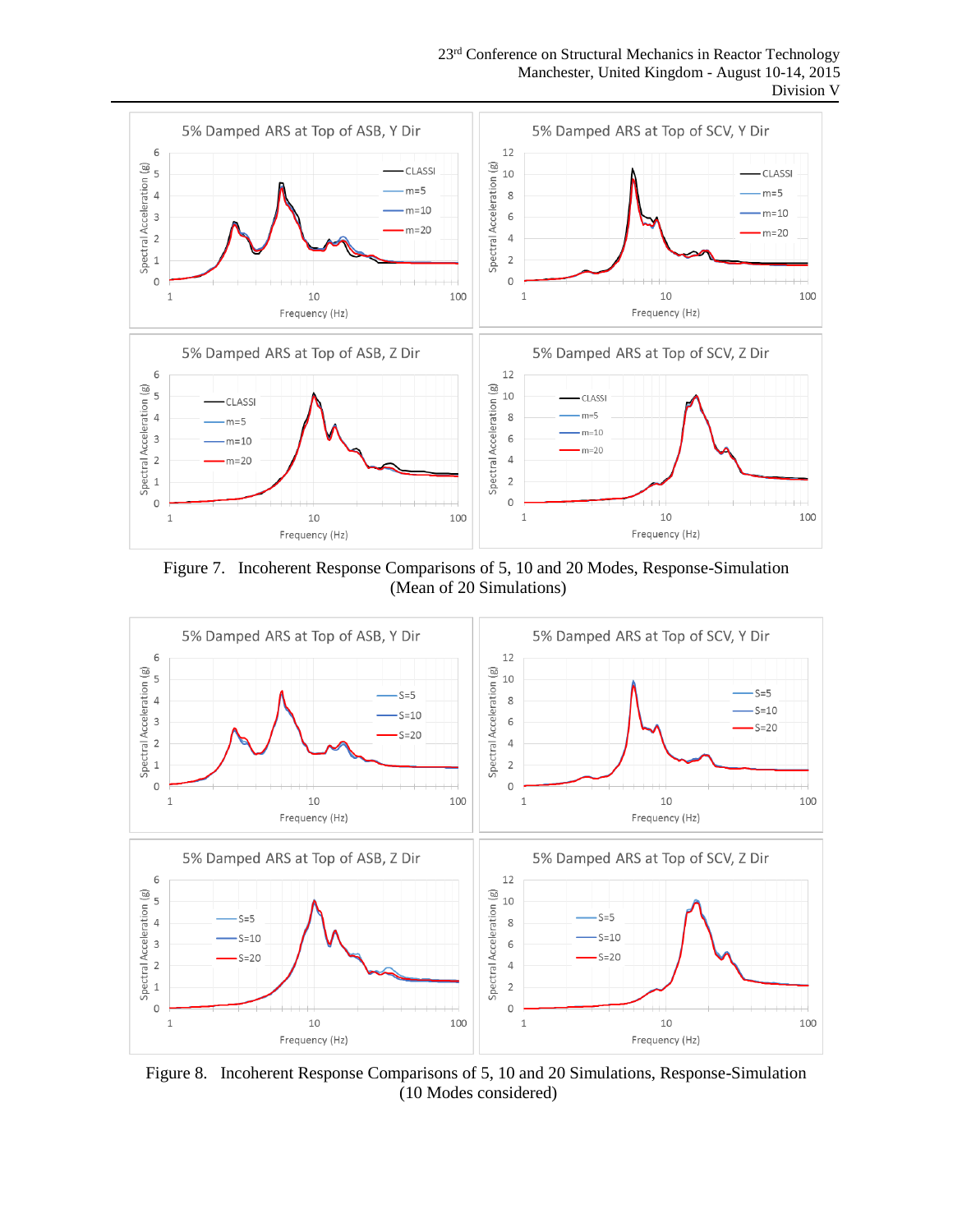5% Damped ARS at Top of ASB, Y Dir

Spectral Acceleration (g)

Frequency (Hz)

CLASSI
m=5
m=10
m=20

5% Damped ARS at Top of SCV, Y Dir

CLASSI
m=5
m=10
m=20

5% Damped ARS at Top of ASB, Z Dir

CLASSI
m=5
m=10
m=20

5% Damped ARS at Top of SCV, Z Dir

CLASSI
m=5
m=10
m=20

Figure 7. Incoherent Response Comparisons of 5, 10 and 20 Modes, Response-Simulation (Mean of 20 Simulations)

5% Damped ARS at Top of ASB, Y Dir

S=5
S=10
S=20

5% Damped ARS at Top of SCV, Y Dir

S=5
S=10
S=20

5% Damped ARS at Top of ASB, Z Dir

S=5
S=10
S=20

5% Damped ARS at Top of SCV, Z Dir

S=5
S=10
S=20

Figure 8. Incoherent Response Comparisons of 5, 10 and 20 Simulations, Response-Simulation (10 Modes considered)